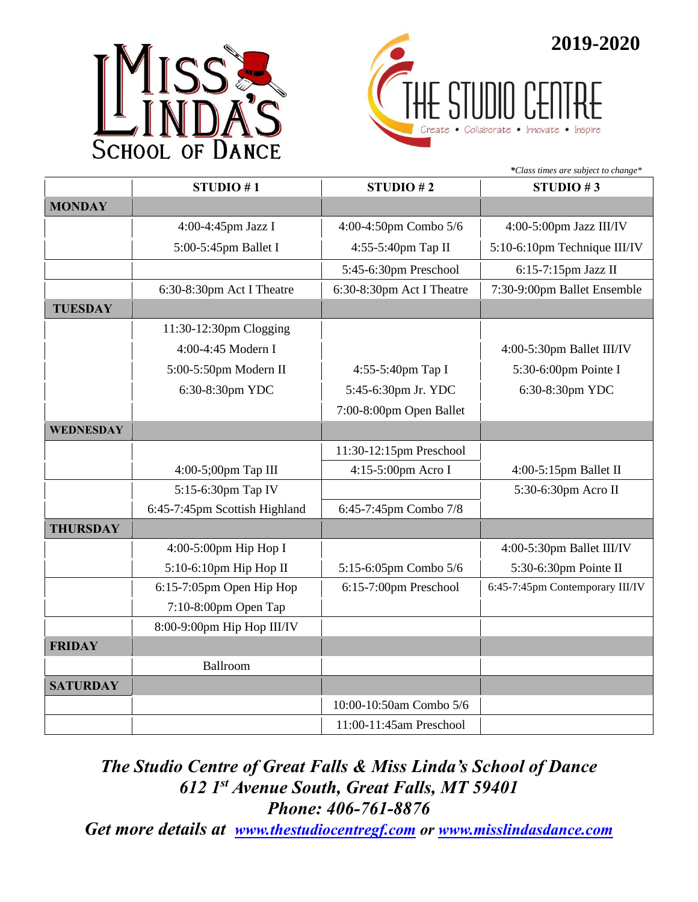# Miss Linda's School of Dance

# The Studio Centre

Create • Collaborate • Innovate • Inspire

**2019-2020**

*\*Class times are subject to change\**

| | STUDIO # 1 | STUDIO # 2 | STUDIO # 3 |
|---|---|---|---|
| **MONDAY** | | | |
| | 4:00-4:45pm Jazz I | 4:00-4:50pm Combo 5/6 | 4:00-5:00pm Jazz III/IV |
| | 5:00-5:45pm Ballet I | 4:55-5:40pm Tap II | 5:10-6:10pm Technique III/IV |
| | | 5:45-6:30pm Preschool | 6:15-7:15pm Jazz II |
| | 6:30-8:30pm Act I Theatre | 6:30-8:30pm Act I Theatre | 7:30-9:00pm Ballet Ensemble |
| **TUESDAY** | | | |
| | 11:30-12:30pm Clogging | | |
| | 4:00-4:45 Modern I | | 4:00-5:30pm Ballet III/IV |
| | 5:00-5:50pm Modern II | 4:55-5:40pm Tap I | 5:30-6:00pm Pointe I |
| | 6:30-8:30pm YDC | 5:45-6:30pm Jr. YDC | 6:30-8:30pm YDC |
| | | 7:00-8:00pm Open Ballet | |
| **WEDNESDAY** | | | |
| | | 11:30-12:15pm Preschool | |
| | 4:00-5;00pm Tap III | 4:15-5:00pm Acro I | 4:00-5:15pm Ballet II |
| | 5:15-6:30pm Tap IV | | 5:30-6:30pm Acro II |
| | 6:45-7:45pm Scottish Highland | 6:45-7:45pm Combo 7/8 | |
| **THURSDAY** | | | |
| | 4:00-5:00pm Hip Hop I | | 4:00-5:30pm Ballet III/IV |
| | 5:10-6:10pm Hip Hop II | 5:15-6:05pm Combo 5/6 | 5:30-6:30pm Pointe II |
| | 6:15-7:05pm Open Hip Hop | 6:15-7:00pm Preschool | 6:45-7:45pm Contemporary III/IV |
| | 7:10-8:00pm Open Tap | | |
| | 8:00-9:00pm Hip Hop III/IV | | |
| **FRIDAY** | | | |
| | Ballroom | | |
| **SATURDAY** | | | |
| | | 10:00-10:50am Combo 5/6 | |
| | | 11:00-11:45am Preschool | |

***The Studio Centre of Great Falls & Miss Linda's School of Dance***
***612 1st Avenue South, Great Falls, MT 59401***
***Phone: 406-761-8876***
***Get more details at [www.thestudiocentregf.com](http://www.thestudiocentregf.com) or [www.misslindasdance.com](http://www.misslindasdance.com)***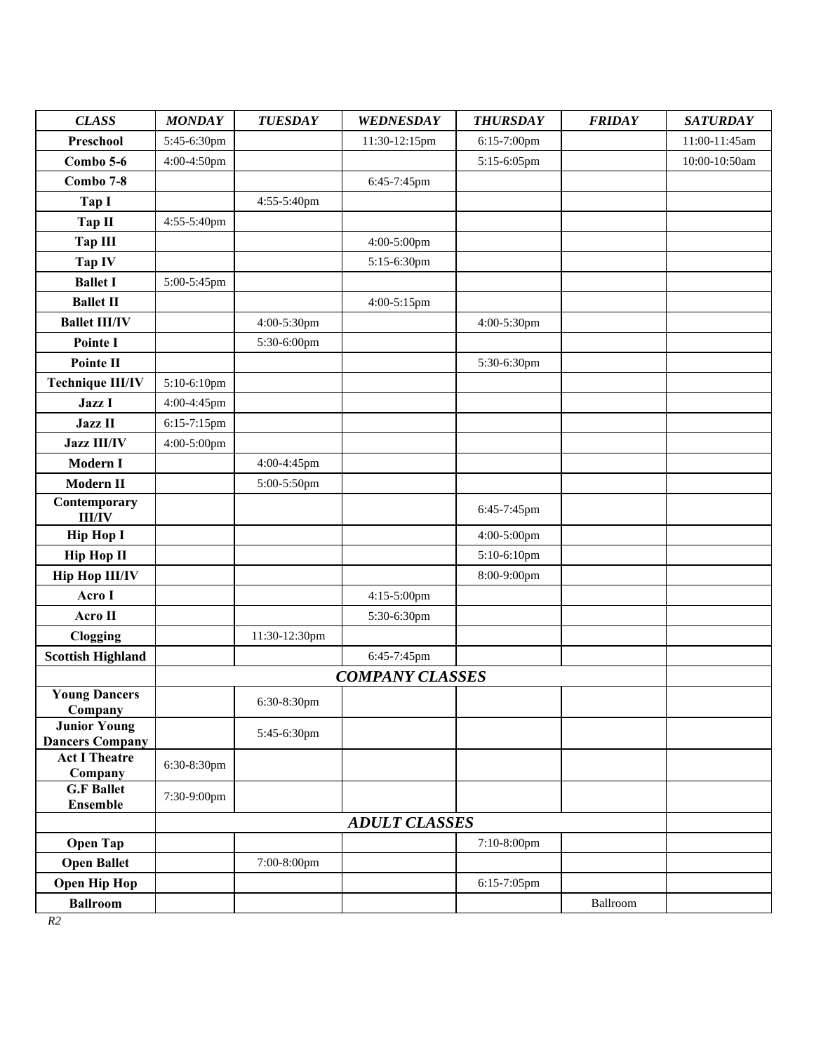| *CLASS* | *MONDAY* | *TUESDAY* | *WEDNESDAY* | *THURSDAY* | *FRIDAY* | *SATURDAY* |
|---|---|---|---|---|---|---|
| **Preschool** | 5:45-6:30pm | | 11:30-12:15pm | 6:15-7:00pm | | 11:00-11:45am |
| **Combo 5-6** | 4:00-4:50pm | | | 5:15-6:05pm | | 10:00-10:50am |
| **Combo 7-8** | | | 6:45-7:45pm | | | |
| **Tap I** | | 4:55-5:40pm | | | | |
| **Tap II** | 4:55-5:40pm | | | | | |
| **Tap III** | | | 4:00-5:00pm | | | |
| **Tap IV** | | | 5:15-6:30pm | | | |
| **Ballet I** | 5:00-5:45pm | | | | | |
| **Ballet II** | | | 4:00-5:15pm | | | |
| **Ballet III/IV** | | 4:00-5:30pm | | 4:00-5:30pm | | |
| **Pointe I** | | 5:30-6:00pm | | | | |
| **Pointe II** | | | | 5:30-6:30pm | | |
| **Technique III/IV** | 5:10-6:10pm | | | | | |
| **Jazz I** | 4:00-4:45pm | | | | | |
| **Jazz II** | 6:15-7:15pm | | | | | |
| **Jazz III/IV** | 4:00-5:00pm | | | | | |
| **Modern I** | | 4:00-4:45pm | | | | |
| **Modern II** | | 5:00-5:50pm | | | | |
| **Contemporary III/IV** | | | | 6:45-7:45pm | | |
| **Hip Hop I** | | | | 4:00-5:00pm | | |
| **Hip Hop II** | | | | 5:10-6:10pm | | |
| **Hip Hop III/IV** | | | | 8:00-9:00pm | | |
| **Acro I** | | | 4:15-5:00pm | | | |
| **Acro II** | | | 5:30-6:30pm | | | |
| **Clogging** | | 11:30-12:30pm | | | | |
| **Scottish Highland** | | | 6:45-7:45pm | | | |
| | ***COMPANY CLASSES*** | | | | | |
| **Young Dancers Company** | | 6:30-8:30pm | | | | |
| **Junior Young Dancers Company** | | 5:45-6:30pm | | | | |
| **Act I Theatre Company** | 6:30-8:30pm | | | | | |
| **G.F Ballet Ensemble** | 7:30-9:00pm | | | | | |
| | ***ADULT CLASSES*** | | | | | |
| **Open Tap** | | | | 7:10-8:00pm | | |
| **Open Ballet** | | 7:00-8:00pm | | | | |
| **Open Hip Hop** | | | | 6:15-7:05pm | | |
| **Ballroom** | | | | | Ballroom | |

*R2*